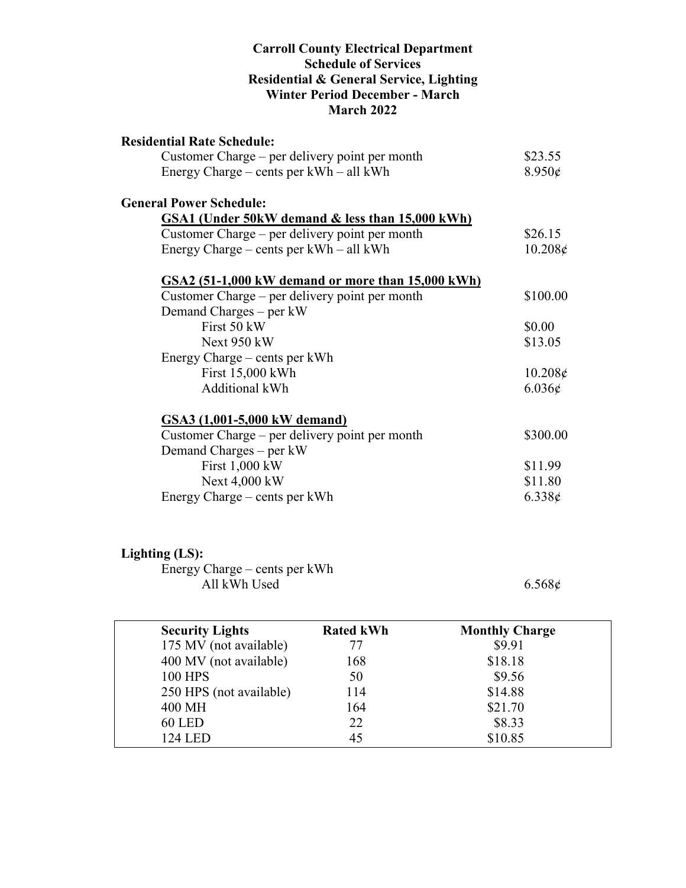# Carroll County Electrical Department
## Schedule of Services
## Residential & General Service, Lighting
## Winter Period December - March
## March 2022

**Residential Rate Schedule:**

| | |
|---|---|
| Customer Charge – per delivery point per month | $23.55 |
| Energy Charge – cents per kWh – all kWh | 8.950¢ |

**General Power Schedule:**

**GSA1 (Under 50kW demand & less than 15,000 kWh)**

| | |
|---|---|
| Customer Charge – per delivery point per month | $26.15 |
| Energy Charge – cents per kWh – all kWh | 10.208¢ |

**GSA2 (51-1,000 kW demand or more than 15,000 kWh)**

| | |
|---|---|
| Customer Charge – per delivery point per month | $100.00 |
| Demand Charges – per kW | |
| First 50 kW | $0.00 |
| Next 950 kW | $13.05 |
| Energy Charge – cents per kWh | |
| First 15,000 kWh | 10.208¢ |
| Additional kWh | 6.036¢ |

**GSA3 (1,001-5,000 kW demand)**

| | |
|---|---|
| Customer Charge – per delivery point per month | $300.00 |
| Demand Charges – per kW | |
| First 1,000 kW | $11.99 |
| Next 4,000 kW | $11.80 |
| Energy Charge – cents per kWh | 6.338¢ |

**Lighting (LS):**

| | |
|---|---|
| Energy Charge – cents per kWh | |
| All kWh Used | 6.568¢ |

| Security Lights | Rated kWh | Monthly Charge |
|---|---|---|
| 175 MV (not available) | 77 | $9.91 |
| 400 MV (not available) | 168 | $18.18 |
| 100 HPS | 50 | $9.56 |
| 250 HPS (not available) | 114 | $14.88 |
| 400 MH | 164 | $21.70 |
| 60 LED | 22 | $8.33 |
| 124 LED | 45 | $10.85 |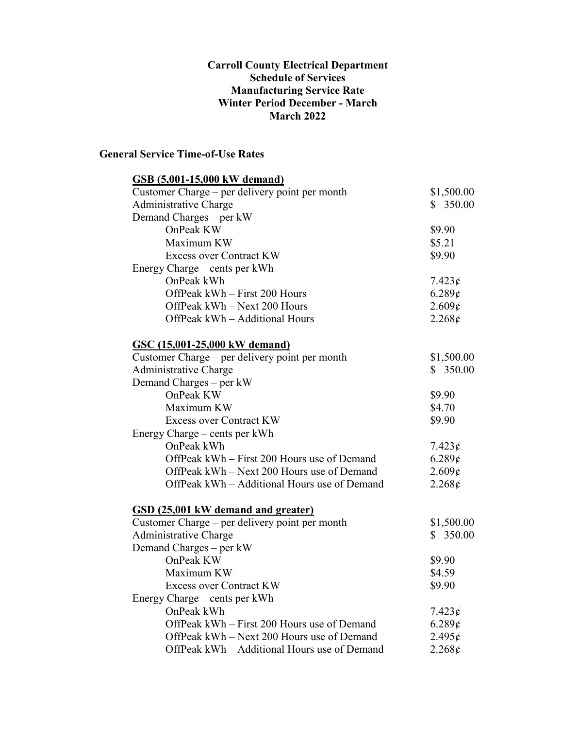**Carroll County Electrical Department**
**Schedule of Services**
**Manufacturing Service Rate**
**Winter Period December - March**
**March 2022**

**General Service Time-of-Use Rates**

**GSB (5,001-15,000 kW demand)**

| | |
|---|---|
| Customer Charge – per delivery point per month | $1,500.00 |
| Administrative Charge | $ 350.00 |
| Demand Charges – per kW | |
| OnPeak KW | $9.90 |
| Maximum KW | $5.21 |
| Excess over Contract KW | $9.90 |
| Energy Charge – cents per kWh | |
| OnPeak kWh | 7.423¢ |
| OffPeak kWh – First 200 Hours | 6.289¢ |
| OffPeak kWh – Next 200 Hours | 2.609¢ |
| OffPeak kWh – Additional Hours | 2.268¢ |

**GSC (15,001-25,000 kW demand)**

| | |
|---|---|
| Customer Charge – per delivery point per month | $1,500.00 |
| Administrative Charge | $ 350.00 |
| Demand Charges – per kW | |
| OnPeak KW | $9.90 |
| Maximum KW | $4.70 |
| Excess over Contract KW | $9.90 |
| Energy Charge – cents per kWh | |
| OnPeak kWh | 7.423¢ |
| OffPeak kWh – First 200 Hours use of Demand | 6.289¢ |
| OffPeak kWh – Next 200 Hours use of Demand | 2.609¢ |
| OffPeak kWh – Additional Hours use of Demand | 2.268¢ |

**GSD (25,001 kW demand and greater)**

| | |
|---|---|
| Customer Charge – per delivery point per month | $1,500.00 |
| Administrative Charge | $ 350.00 |
| Demand Charges – per kW | |
| OnPeak KW | $9.90 |
| Maximum KW | $4.59 |
| Excess over Contract KW | $9.90 |
| Energy Charge – cents per kWh | |
| OnPeak kWh | 7.423¢ |
| OffPeak kWh – First 200 Hours use of Demand | 6.289¢ |
| OffPeak kWh – Next 200 Hours use of Demand | 2.495¢ |
| OffPeak kWh – Additional Hours use of Demand | 2.268¢ |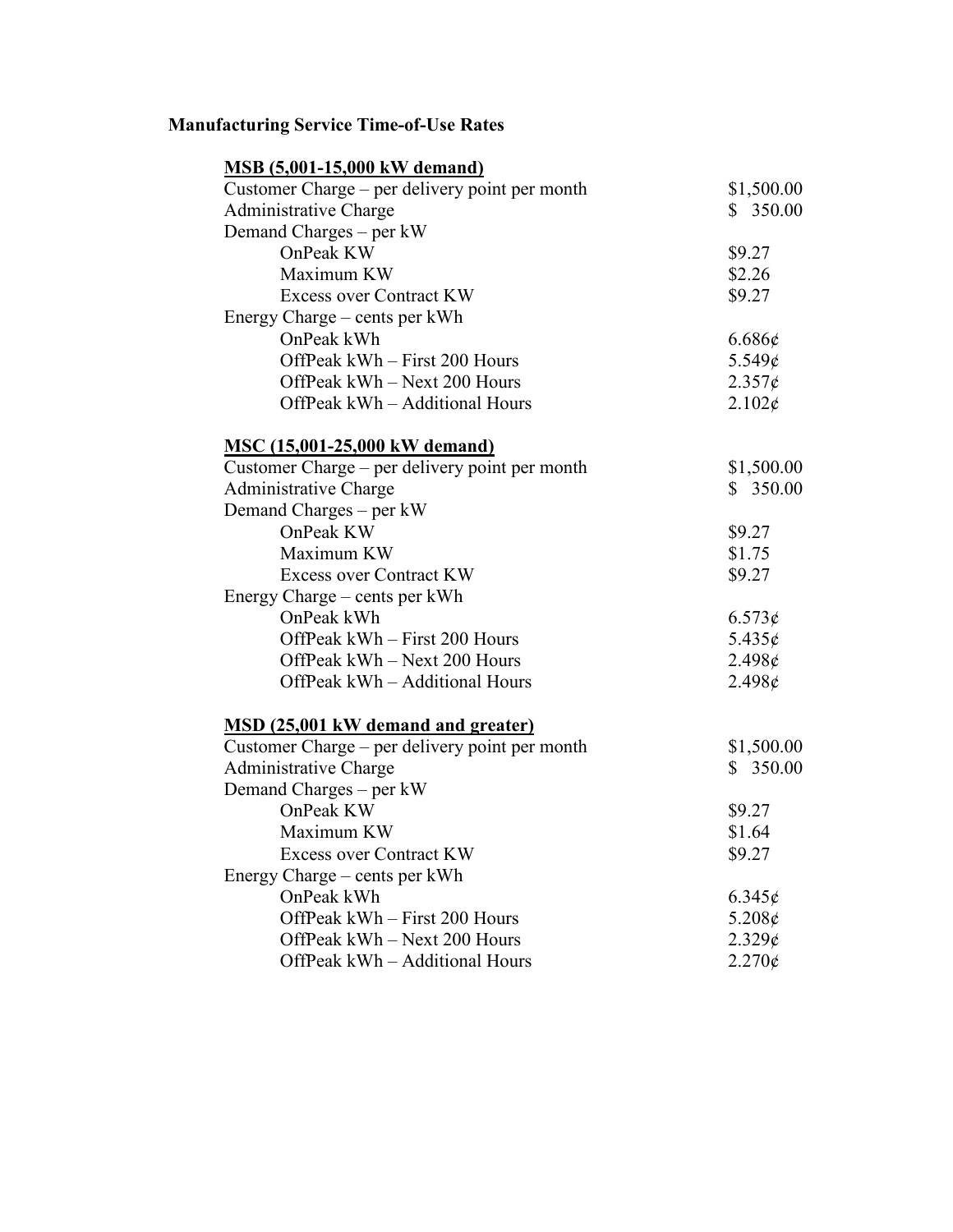**Manufacturing Service Time-of-Use Rates**

**MSB (5,001-15,000 kW demand)**

| | |
|---|---|
| Customer Charge – per delivery point per month | $1,500.00 |
| Administrative Charge | $ 350.00 |
| Demand Charges – per kW | |
| OnPeak KW | $9.27 |
| Maximum KW | $2.26 |
| Excess over Contract KW | $9.27 |
| Energy Charge – cents per kWh | |
| OnPeak kWh | 6.686¢ |
| OffPeak kWh – First 200 Hours | 5.549¢ |
| OffPeak kWh – Next 200 Hours | 2.357¢ |
| OffPeak kWh – Additional Hours | 2.102¢ |

**MSC (15,001-25,000 kW demand)**

| | |
|---|---|
| Customer Charge – per delivery point per month | $1,500.00 |
| Administrative Charge | $ 350.00 |
| Demand Charges – per kW | |
| OnPeak KW | $9.27 |
| Maximum KW | $1.75 |
| Excess over Contract KW | $9.27 |
| Energy Charge – cents per kWh | |
| OnPeak kWh | 6.573¢ |
| OffPeak kWh – First 200 Hours | 5.435¢ |
| OffPeak kWh – Next 200 Hours | 2.498¢ |
| OffPeak kWh – Additional Hours | 2.498¢ |

**MSD (25,001 kW demand and greater)**

| | |
|---|---|
| Customer Charge – per delivery point per month | $1,500.00 |
| Administrative Charge | $ 350.00 |
| Demand Charges – per kW | |
| OnPeak KW | $9.27 |
| Maximum KW | $1.64 |
| Excess over Contract KW | $9.27 |
| Energy Charge – cents per kWh | |
| OnPeak kWh | 6.345¢ |
| OffPeak kWh – First 200 Hours | 5.208¢ |
| OffPeak kWh – Next 200 Hours | 2.329¢ |
| OffPeak kWh – Additional Hours | 2.270¢ |